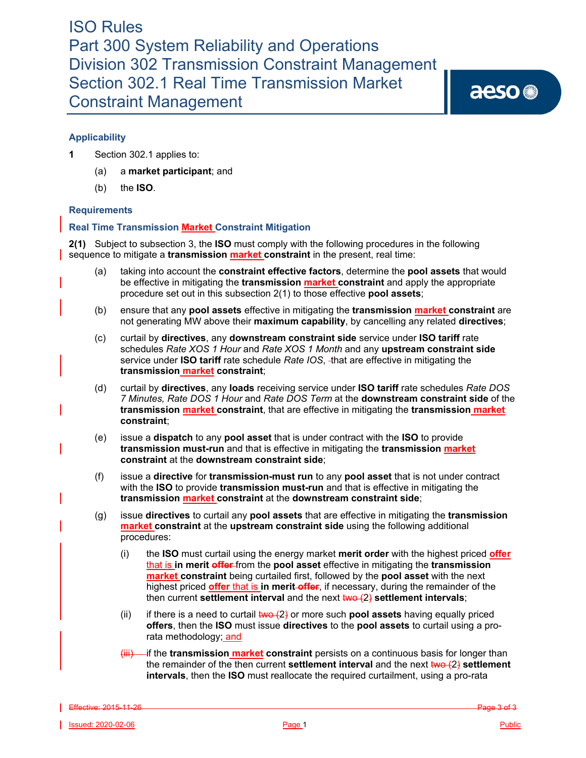# ISO Rules
# Part 300 System Reliability and Operations
# Division 302 Transmission Constraint Management
# Section 302.1 Real Time Transmission Market Constraint Management

## Applicability

**1** Section 302.1 applies to:

(a) a **market participant**; and

(b) the **ISO**.

## Requirements

### Real Time Transmission Market Constraint Mitigation

**2(1)** Subject to subsection 3, the **ISO** must comply with the following procedures in the following sequence to mitigate a **transmission market constraint** in the present, real time:

(a) taking into account the **constraint effective factors**, determine the **pool assets** that would be effective in mitigating the **transmission market constraint** and apply the appropriate procedure set out in this subsection 2(1) to those effective **pool assets**;

(b) ensure that any **pool assets** effective in mitigating the **transmission market constraint** are not generating MW above their **maximum capability**, by cancelling any related **directives**;

(c) curtail by **directives**, any **downstream constraint side** service under **ISO tariff** rate schedules *Rate XOS 1 Hour* and *Rate XOS 1 Month* and any **upstream constraint side** service under **ISO tariff** rate schedule *Rate IOS*, that are effective in mitigating the **transmission market constraint**;

(d) curtail by **directives**, any **loads** receiving service under **ISO tariff** rate schedules *Rate DOS 7 Minutes, Rate DOS 1 Hour* and *Rate DOS Term* at the **downstream constraint side** of the **transmission market constraint**, that are effective in mitigating the **transmission market constraint**;

(e) issue a **dispatch** to any **pool asset** that is under contract with the **ISO** to provide **transmission must-run** and that is effective in mitigating the **transmission market constraint** at the **downstream constraint side**;

(f) issue a **directive** for **transmission-must run** to any **pool asset** that is not under contract with the **ISO** to provide **transmission must-run** and that is effective in mitigating the **transmission market constraint** at the **downstream constraint side**;

(g) issue **directives** to curtail any **pool assets** that are effective in mitigating the **transmission market constraint** at the **upstream constraint side** using the following additional procedures:

(i) the **ISO** must curtail using the energy market **merit order** with the highest priced **offer** that is **in merit** from the **pool asset** effective in mitigating the **transmission market constraint** being curtailed first, followed by the **pool asset** with the next highest priced **offer** that is **in merit**, if necessary, during the remainder of the then current **settlement interval** and the next 2 **settlement intervals**;

(ii) if there is a need to curtail 2 or more such **pool assets** having equally priced **offers**, then the **ISO** must issue **directives** to the **pool assets** to curtail using a pro-rata methodology; and

if the **transmission market constraint** persists on a continuous basis for longer than the remainder of the then current **settlement interval** and the next 2 **settlement intervals**, then the **ISO** must reallocate the required curtailment, using a pro-rata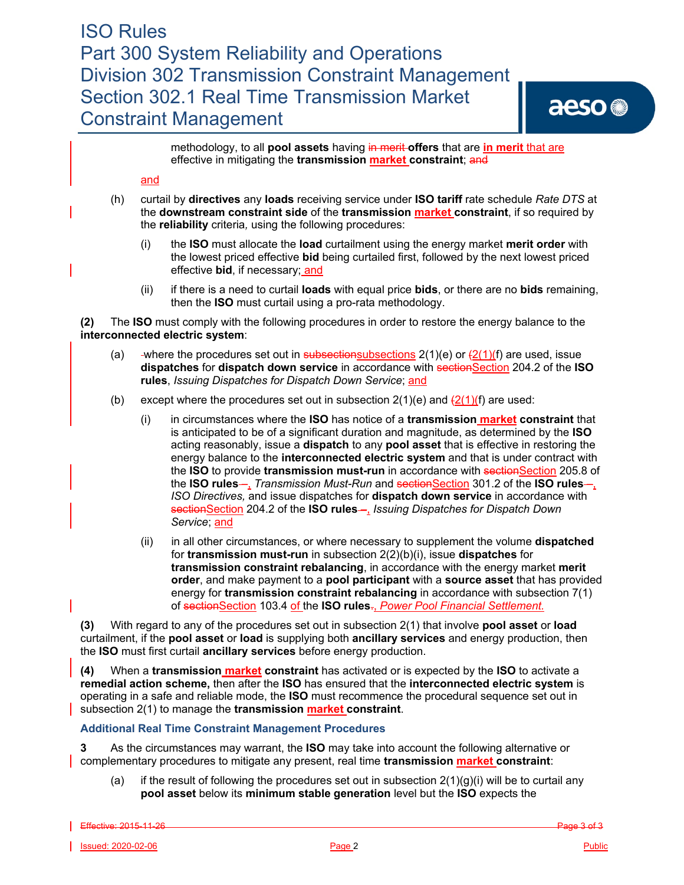methodology, to all **pool assets** having in merit offers that are **in merit** that are effective in mitigating the **transmission market constraint**; and

and

(h) curtail by **directives** any **loads** receiving service under **ISO tariff** rate schedule *Rate DTS* at the **downstream constraint side** of the **transmission market constraint**, if so required by the **reliability** criteria, using the following procedures:

(i) the **ISO** must allocate the **load** curtailment using the energy market **merit order** with the lowest priced effective **bid** being curtailed first, followed by the next lowest priced effective **bid**, if necessary; and

(ii) if there is a need to curtail **loads** with equal price **bids**, or there are no **bids** remaining, then the **ISO** must curtail using a pro-rata methodology.

**(2)** The **ISO** must comply with the following procedures in order to restore the energy balance to the **interconnected electric system**:

(a) where the procedures set out in subsectionsubsections 2(1)(e) or (2(1)(f) are used, issue **dispatches** for **dispatch down service** in accordance with sectionSection 204.2 of the **ISO rules**, *Issuing Dispatches for Dispatch Down Service*; and

(b) except where the procedures set out in subsection 2(1)(e) and (2(1)(f) are used:

(i) in circumstances where the **ISO** has notice of a **transmission market constraint** that is anticipated to be of a significant duration and magnitude, as determined by the **ISO** acting reasonably, issue a **dispatch** to any **pool asset** that is effective in restoring the energy balance to the **interconnected electric system** and that is under contract with the **ISO** to provide **transmission must-run** in accordance with sectionSection 205.8 of the **ISO rules** –, *Transmission Must-Run* and sectionSection 301.2 of the **ISO rules** –, *ISO Directives,* and issue dispatches for **dispatch down service** in accordance with sectionSection 204.2 of the **ISO rules** –, *Issuing Dispatches for Dispatch Down Service*; and

(ii) in all other circumstances, or where necessary to supplement the volume **dispatched** for **transmission must-run** in subsection 2(2)(b)(i), issue **dispatches** for **transmission constraint rebalancing**, in accordance with the energy market **merit order**, and make payment to a **pool participant** with a **source asset** that has provided energy for **transmission constraint rebalancing** in accordance with subsection 7(1) of sectionSection 103.4 of the **ISO rules**., *Power Pool Financial Settlement.*

**(3)** With regard to any of the procedures set out in subsection 2(1) that involve **pool asset** or **load** curtailment, if the **pool asset** or **load** is supplying both **ancillary services** and energy production, then the **ISO** must first curtail **ancillary services** before energy production.

**(4)** When a **transmission market constraint** has activated or is expected by the **ISO** to activate a **remedial action scheme,** then after the **ISO** has ensured that the **interconnected electric system** is operating in a safe and reliable mode, the **ISO** must recommence the procedural sequence set out in subsection 2(1) to manage the **transmission market constraint**.

### Additional Real Time Constraint Management Procedures

**3** As the circumstances may warrant, the **ISO** may take into account the following alternative or complementary procedures to mitigate any present, real time **transmission market constraint**:

(a) if the result of following the procedures set out in subsection 2(1)(g)(i) will be to curtail any **pool asset** below its **minimum stable generation** level but the **ISO** expects the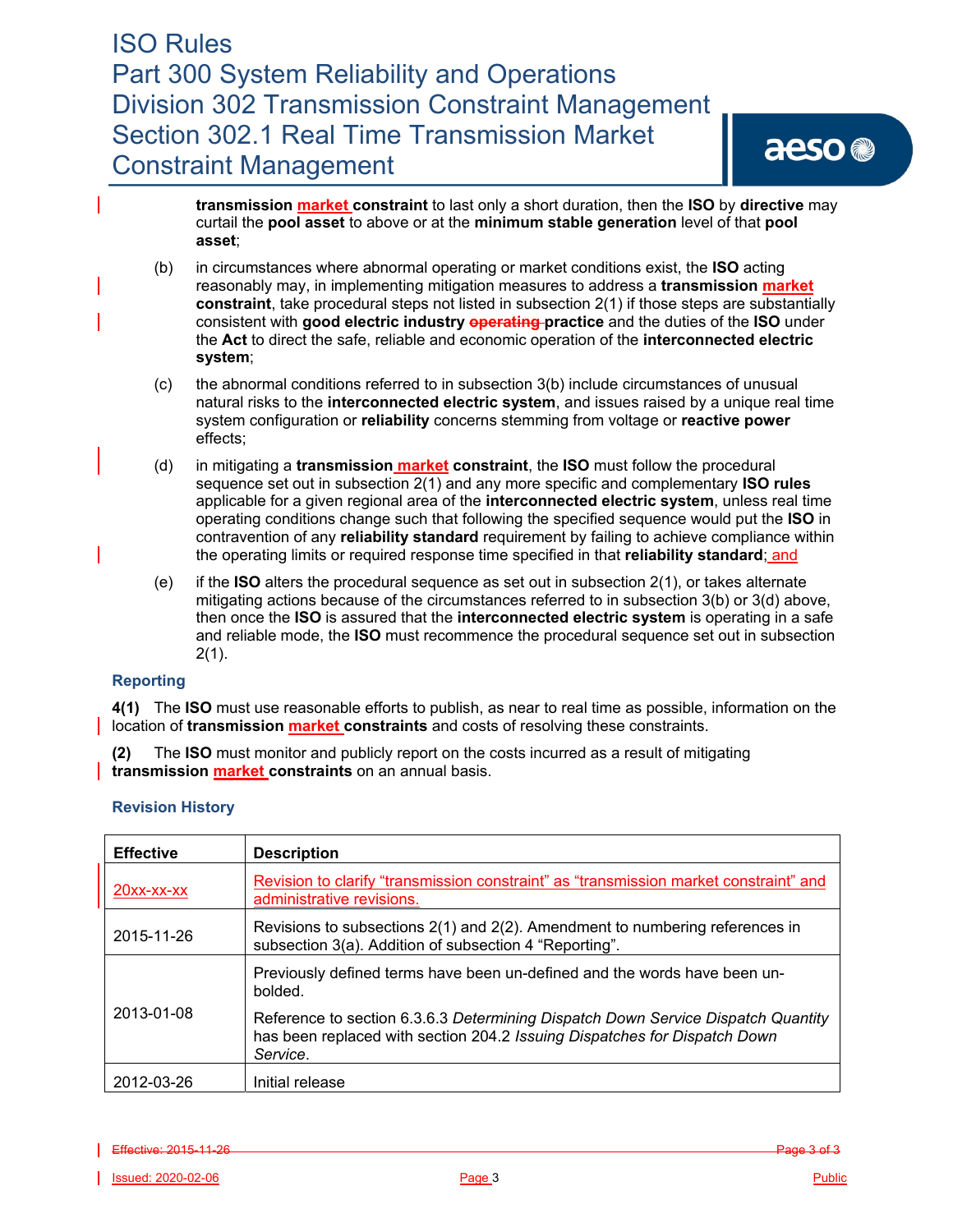**transmission market constraint** to last only a short duration, then the **ISO** by **directive** may curtail the **pool asset** to above or at the **minimum stable generation** level of that **pool asset**;

(b) in circumstances where abnormal operating or market conditions exist, the **ISO** acting reasonably may, in implementing mitigation measures to address a **transmission market constraint**, take procedural steps not listed in subsection 2(1) if those steps are substantially consistent with **good electric industry ~~operating~~ practice** and the duties of the **ISO** under the **Act** to direct the safe, reliable and economic operation of the **interconnected electric system**;

(c) the abnormal conditions referred to in subsection 3(b) include circumstances of unusual natural risks to the **interconnected electric system**, and issues raised by a unique real time system configuration or **reliability** concerns stemming from voltage or **reactive power** effects;

(d) in mitigating a **transmission market constraint**, the **ISO** must follow the procedural sequence set out in subsection 2(1) and any more specific and complementary **ISO rules** applicable for a given regional area of the **interconnected electric system**, unless real time operating conditions change such that following the specified sequence would put the **ISO** in contravention of any **reliability standard** requirement by failing to achieve compliance within the operating limits or required response time specified in that **reliability standard**; and

(e) if the **ISO** alters the procedural sequence as set out in subsection 2(1), or takes alternate mitigating actions because of the circumstances referred to in subsection 3(b) or 3(d) above, then once the **ISO** is assured that the **interconnected electric system** is operating in a safe and reliable mode, the **ISO** must recommence the procedural sequence set out in subsection 2(1).

### Reporting

**4(1)** The **ISO** must use reasonable efforts to publish, as near to real time as possible, information on the location of **transmission market constraints** and costs of resolving these constraints.

**(2)** The **ISO** must monitor and publicly report on the costs incurred as a result of mitigating **transmission market constraints** on an annual basis.

### Revision History

| Effective | Description |
| --- | --- |
| 20xx-xx-xx | Revision to clarify "transmission constraint" as "transmission market constraint" and administrative revisions. |
| 2015-11-26 | Revisions to subsections 2(1) and 2(2). Amendment to numbering references in subsection 3(a). Addition of subsection 4 "Reporting". |
| 2013-01-08 | Previously defined terms have been un-defined and the words have been un-bolded. Reference to section 6.3.6.3 *Determining Dispatch Down Service Dispatch Quantity* has been replaced with section 204.2 *Issuing Dispatches for Dispatch Down Service*. |
| 2012-03-26 | Initial release |